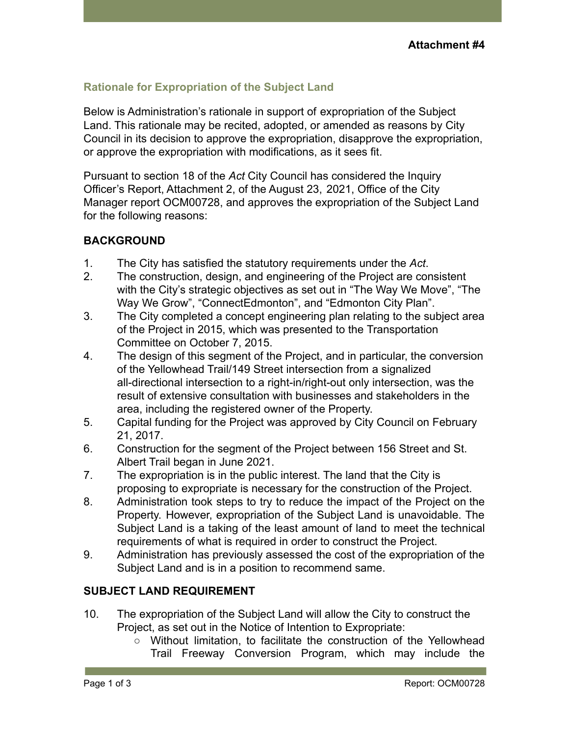**Attachment #4**

## Rationale for Expropriation of the Subject Land

Below is Administration's rationale in support of expropriation of the Subject Land. This rationale may be recited, adopted, or amended as reasons by City Council in its decision to approve the expropriation, disapprove the expropriation, or approve the expropriation with modifications, as it sees fit.

Pursuant to section 18 of the *Act* City Council has considered the Inquiry Officer's Report, Attachment 2, of the August 23, 2021, Office of the City Manager report OCM00728, and approves the expropriation of the Subject Land for the following reasons:

### BACKGROUND

1. The City has satisfied the statutory requirements under the *Act*.
2. The construction, design, and engineering of the Project are consistent with the City's strategic objectives as set out in "The Way We Move", "The Way We Grow", "ConnectEdmonton", and "Edmonton City Plan".
3. The City completed a concept engineering plan relating to the subject area of the Project in 2015, which was presented to the Transportation Committee on October 7, 2015.
4. The design of this segment of the Project, and in particular, the conversion of the Yellowhead Trail/149 Street intersection from a signalized all-directional intersection to a right-in/right-out only intersection, was the result of extensive consultation with businesses and stakeholders in the area, including the registered owner of the Property.
5. Capital funding for the Project was approved by City Council on February 21, 2017.
6. Construction for the segment of the Project between 156 Street and St. Albert Trail began in June 2021.
7. The expropriation is in the public interest. The land that the City is proposing to expropriate is necessary for the construction of the Project.
8. Administration took steps to try to reduce the impact of the Project on the Property. However, expropriation of the Subject Land is unavoidable. The Subject Land is a taking of the least amount of land to meet the technical requirements of what is required in order to construct the Project.
9. Administration has previously assessed the cost of the expropriation of the Subject Land and is in a position to recommend same.

### SUBJECT LAND REQUIREMENT

10. The expropriation of the Subject Land will allow the City to construct the Project, as set out in the Notice of Intention to Expropriate:
    - Without limitation, to facilitate the construction of the Yellowhead Trail Freeway Conversion Program, which may include the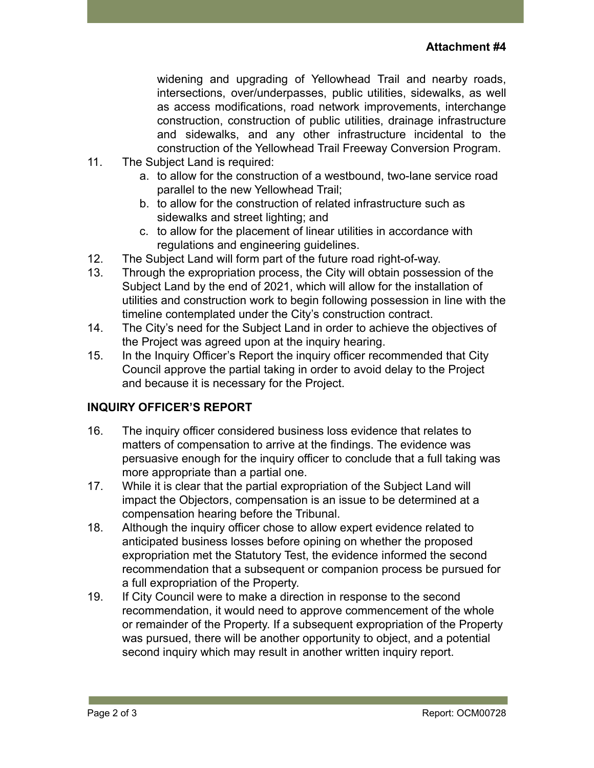widening and upgrading of Yellowhead Trail and nearby roads, intersections, over/underpasses, public utilities, sidewalks, as well as access modifications, road network improvements, interchange construction, construction of public utilities, drainage infrastructure and sidewalks, and any other infrastructure incidental to the construction of the Yellowhead Trail Freeway Conversion Program.

11. The Subject Land is required:
    a. to allow for the construction of a westbound, two-lane service road parallel to the new Yellowhead Trail;
    b. to allow for the construction of related infrastructure such as sidewalks and street lighting; and
    c. to allow for the placement of linear utilities in accordance with regulations and engineering guidelines.
12. The Subject Land will form part of the future road right-of-way.
13. Through the expropriation process, the City will obtain possession of the Subject Land by the end of 2021, which will allow for the installation of utilities and construction work to begin following possession in line with the timeline contemplated under the City's construction contract.
14. The City's need for the Subject Land in order to achieve the objectives of the Project was agreed upon at the inquiry hearing.
15. In the Inquiry Officer's Report the inquiry officer recommended that City Council approve the partial taking in order to avoid delay to the Project and because it is necessary for the Project.

## INQUIRY OFFICER'S REPORT

16. The inquiry officer considered business loss evidence that relates to matters of compensation to arrive at the findings. The evidence was persuasive enough for the inquiry officer to conclude that a full taking was more appropriate than a partial one.
17. While it is clear that the partial expropriation of the Subject Land will impact the Objectors, compensation is an issue to be determined at a compensation hearing before the Tribunal.
18. Although the inquiry officer chose to allow expert evidence related to anticipated business losses before opining on whether the proposed expropriation met the Statutory Test, the evidence informed the second recommendation that a subsequent or companion process be pursued for a full expropriation of the Property.
19. If City Council were to make a direction in response to the second recommendation, it would need to approve commencement of the whole or remainder of the Property. If a subsequent expropriation of the Property was pursued, there will be another opportunity to object, and a potential second inquiry which may result in another written inquiry report.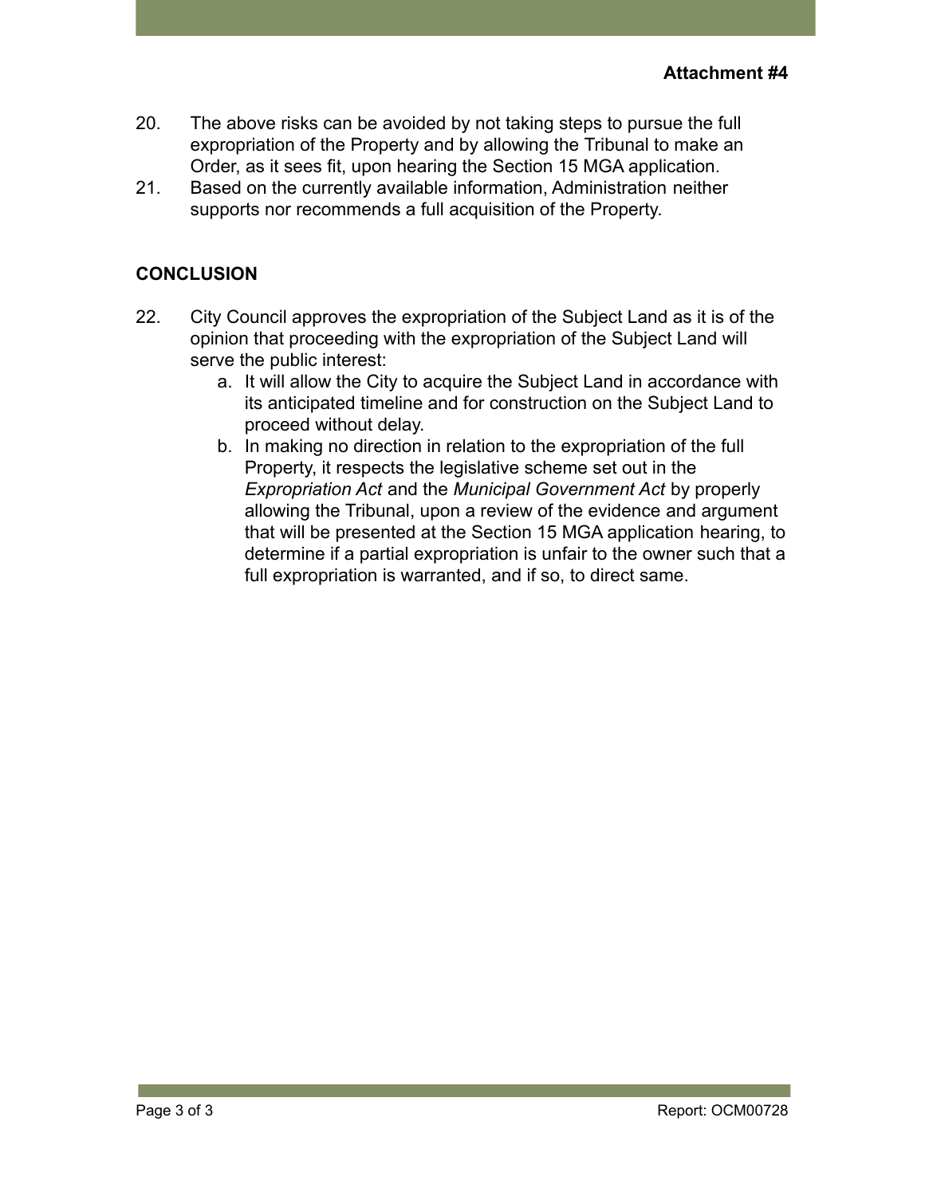**Attachment #4**

20. The above risks can be avoided by not taking steps to pursue the full expropriation of the Property and by allowing the Tribunal to make an Order, as it sees fit, upon hearing the Section 15 MGA application.
21. Based on the currently available information, Administration neither supports nor recommends a full acquisition of the Property.

## CONCLUSION

22. City Council approves the expropriation of the Subject Land as it is of the opinion that proceeding with the expropriation of the Subject Land will serve the public interest:
    a. It will allow the City to acquire the Subject Land in accordance with its anticipated timeline and for construction on the Subject Land to proceed without delay.
    b. In making no direction in relation to the expropriation of the full Property, it respects the legislative scheme set out in the *Expropriation Act* and the *Municipal Government Act* by properly allowing the Tribunal, upon a review of the evidence and argument that will be presented at the Section 15 MGA application hearing, to determine if a partial expropriation is unfair to the owner such that a full expropriation is warranted, and if so, to direct same.